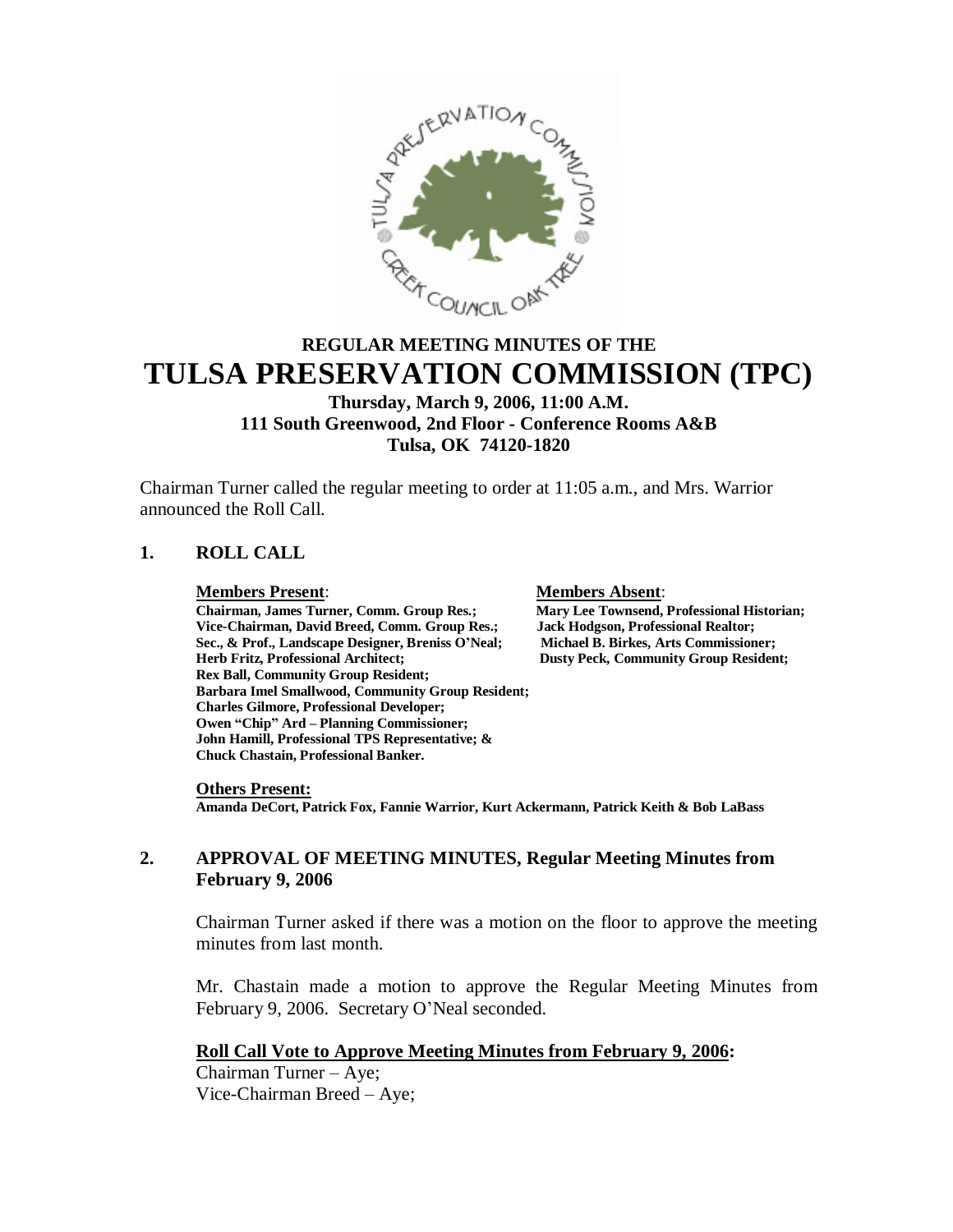# REGULAR MEETING MINUTES OF THE

# TULSA PRESERVATION COMMISSION (TPC)

**Thursday, March 9, 2006, 11:00 A.M.**
**111 South Greenwood, 2nd Floor - Conference Rooms A&B**
**Tulsa, OK 74120-1820**

Chairman Turner called the regular meeting to order at 11:05 a.m., and Mrs. Warrior announced the Roll Call.

## 1. ROLL CALL

**Members Present**:

**Chairman, James Turner, Comm. Group Res.;**
**Vice-Chairman, David Breed, Comm. Group Res.;**
**Sec., & Prof., Landscape Designer, Breniss O'Neal;**
**Herb Fritz, Professional Architect;**
**Rex Ball, Community Group Resident;**
**Barbara Imel Smallwood, Community Group Resident;**
**Charles Gilmore, Professional Developer;**
**Owen "Chip" Ard – Planning Commissioner;**
**John Hamill, Professional TPS Representative; &**
**Chuck Chastain, Professional Banker.**

**Members Absent**:

**Mary Lee Townsend, Professional Historian;**
**Jack Hodgson, Professional Realtor;**
**Michael B. Birkes, Arts Commissioner;**
**Dusty Peck, Community Group Resident;**

**Others Present:**

**Amanda DeCort, Patrick Fox, Fannie Warrior, Kurt Ackermann, Patrick Keith & Bob LaBass**

## 2. APPROVAL OF MEETING MINUTES, Regular Meeting Minutes from February 9, 2006

Chairman Turner asked if there was a motion on the floor to approve the meeting minutes from last month.

Mr. Chastain made a motion to approve the Regular Meeting Minutes from February 9, 2006. Secretary O'Neal seconded.

**Roll Call Vote to Approve Meeting Minutes from February 9, 2006:**

Chairman Turner – Aye;
Vice-Chairman Breed – Aye;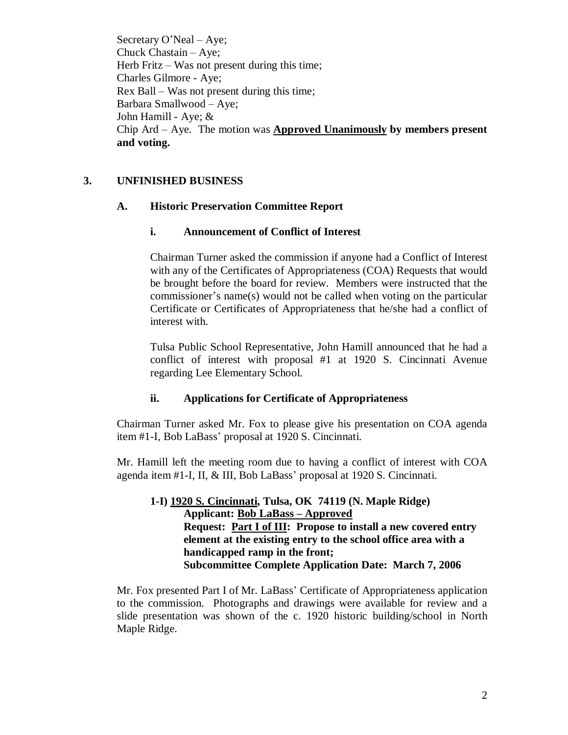Secretary O'Neal – Aye;
Chuck Chastain – Aye;
Herb Fritz – Was not present during this time;
Charles Gilmore - Aye;
Rex Ball – Was not present during this time;
Barbara Smallwood – Aye;
John Hamill - Aye; &
Chip Ard – Aye. The motion was **Approved Unanimously by members present and voting.**

## 3. UNFINISHED BUSINESS

### A. Historic Preservation Committee Report

#### i. Announcement of Conflict of Interest

Chairman Turner asked the commission if anyone had a Conflict of Interest with any of the Certificates of Appropriateness (COA) Requests that would be brought before the board for review. Members were instructed that the commissioner's name(s) would not be called when voting on the particular Certificate or Certificates of Appropriateness that he/she had a conflict of interest with.

Tulsa Public School Representative, John Hamill announced that he had a conflict of interest with proposal #1 at 1920 S. Cincinnati Avenue regarding Lee Elementary School.

#### ii. Applications for Certificate of Appropriateness

Chairman Turner asked Mr. Fox to please give his presentation on COA agenda item #1-I, Bob LaBass' proposal at 1920 S. Cincinnati.

Mr. Hamill left the meeting room due to having a conflict of interest with COA agenda item #1-I, II, & III, Bob LaBass' proposal at 1920 S. Cincinnati.

**1-I) 1920 S. Cincinnati, Tulsa, OK 74119 (N. Maple Ridge)**
**Applicant: Bob LaBass – Approved**
**Request: Part I of III: Propose to install a new covered entry element at the existing entry to the school office area with a handicapped ramp in the front;**
**Subcommittee Complete Application Date: March 7, 2006**

Mr. Fox presented Part I of Mr. LaBass' Certificate of Appropriateness application to the commission. Photographs and drawings were available for review and a slide presentation was shown of the c. 1920 historic building/school in North Maple Ridge.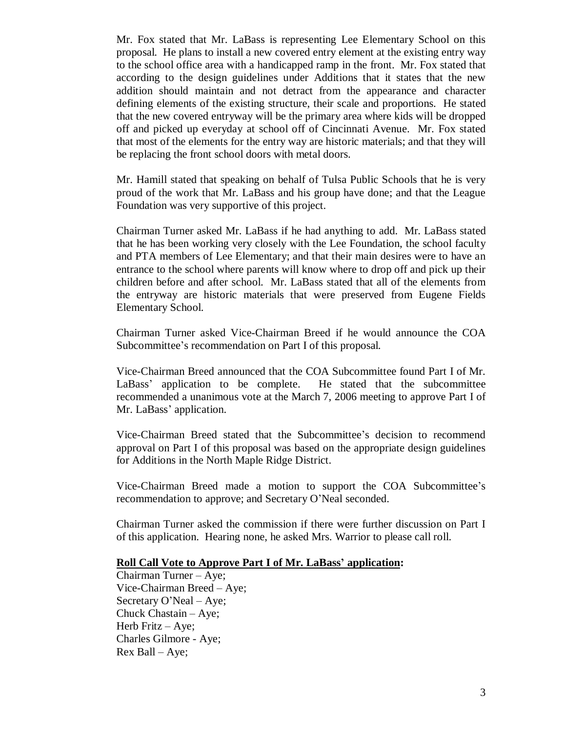Mr. Fox stated that Mr. LaBass is representing Lee Elementary School on this proposal. He plans to install a new covered entry element at the existing entry way to the school office area with a handicapped ramp in the front. Mr. Fox stated that according to the design guidelines under Additions that it states that the new addition should maintain and not detract from the appearance and character defining elements of the existing structure, their scale and proportions. He stated that the new covered entryway will be the primary area where kids will be dropped off and picked up everyday at school off of Cincinnati Avenue. Mr. Fox stated that most of the elements for the entry way are historic materials; and that they will be replacing the front school doors with metal doors.

Mr. Hamill stated that speaking on behalf of Tulsa Public Schools that he is very proud of the work that Mr. LaBass and his group have done; and that the League Foundation was very supportive of this project.

Chairman Turner asked Mr. LaBass if he had anything to add. Mr. LaBass stated that he has been working very closely with the Lee Foundation, the school faculty and PTA members of Lee Elementary; and that their main desires were to have an entrance to the school where parents will know where to drop off and pick up their children before and after school. Mr. LaBass stated that all of the elements from the entryway are historic materials that were preserved from Eugene Fields Elementary School.

Chairman Turner asked Vice-Chairman Breed if he would announce the COA Subcommittee's recommendation on Part I of this proposal.

Vice-Chairman Breed announced that the COA Subcommittee found Part I of Mr. LaBass' application to be complete. He stated that the subcommittee recommended a unanimous vote at the March 7, 2006 meeting to approve Part I of Mr. LaBass' application.

Vice-Chairman Breed stated that the Subcommittee's decision to recommend approval on Part I of this proposal was based on the appropriate design guidelines for Additions in the North Maple Ridge District.

Vice-Chairman Breed made a motion to support the COA Subcommittee's recommendation to approve; and Secretary O'Neal seconded.

Chairman Turner asked the commission if there were further discussion on Part I of this application. Hearing none, he asked Mrs. Warrior to please call roll.

**Roll Call Vote to Approve Part I of Mr. LaBass' application:**

Chairman Turner – Aye;
Vice-Chairman Breed – Aye;
Secretary O'Neal – Aye;
Chuck Chastain – Aye;
Herb Fritz – Aye;
Charles Gilmore - Aye;
Rex Ball – Aye;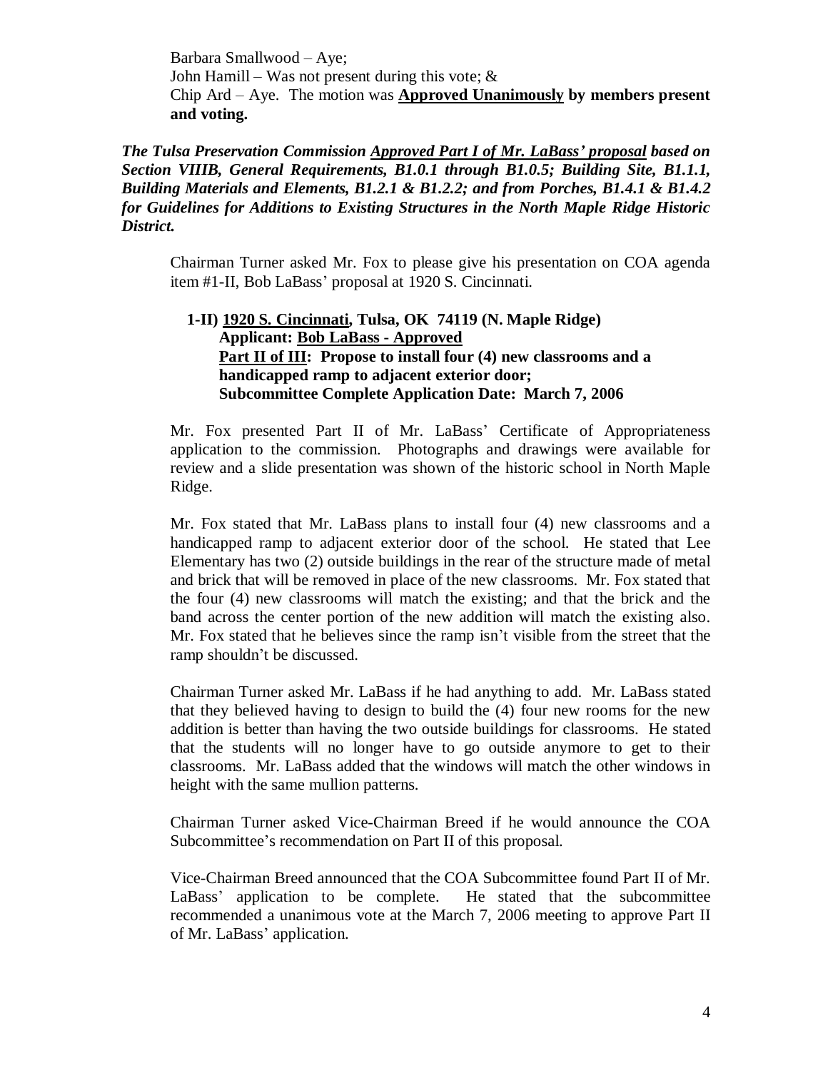Barbara Smallwood – Aye;
John Hamill – Was not present during this vote; &
Chip Ard – Aye. The motion was **Approved Unanimously by members present and voting.**

***The Tulsa Preservation Commission Approved Part I of Mr. LaBass' proposal based on Section VIIIB, General Requirements, B1.0.1 through B1.0.5; Building Site, B1.1.1, Building Materials and Elements, B1.2.1 & B1.2.2; and from Porches, B1.4.1 & B1.4.2 for Guidelines for Additions to Existing Structures in the North Maple Ridge Historic District.***

Chairman Turner asked Mr. Fox to please give his presentation on COA agenda item #1-II, Bob LaBass' proposal at 1920 S. Cincinnati.

**1-II) 1920 S. Cincinnati, Tulsa, OK 74119 (N. Maple Ridge)**
**Applicant: Bob LaBass - Approved**
**Part II of III: Propose to install four (4) new classrooms and a handicapped ramp to adjacent exterior door;**
**Subcommittee Complete Application Date: March 7, 2006**

Mr. Fox presented Part II of Mr. LaBass' Certificate of Appropriateness application to the commission. Photographs and drawings were available for review and a slide presentation was shown of the historic school in North Maple Ridge.

Mr. Fox stated that Mr. LaBass plans to install four (4) new classrooms and a handicapped ramp to adjacent exterior door of the school. He stated that Lee Elementary has two (2) outside buildings in the rear of the structure made of metal and brick that will be removed in place of the new classrooms. Mr. Fox stated that the four (4) new classrooms will match the existing; and that the brick and the band across the center portion of the new addition will match the existing also. Mr. Fox stated that he believes since the ramp isn't visible from the street that the ramp shouldn't be discussed.

Chairman Turner asked Mr. LaBass if he had anything to add. Mr. LaBass stated that they believed having to design to build the (4) four new rooms for the new addition is better than having the two outside buildings for classrooms. He stated that the students will no longer have to go outside anymore to get to their classrooms. Mr. LaBass added that the windows will match the other windows in height with the same mullion patterns.

Chairman Turner asked Vice-Chairman Breed if he would announce the COA Subcommittee's recommendation on Part II of this proposal.

Vice-Chairman Breed announced that the COA Subcommittee found Part II of Mr. LaBass' application to be complete. He stated that the subcommittee recommended a unanimous vote at the March 7, 2006 meeting to approve Part II of Mr. LaBass' application.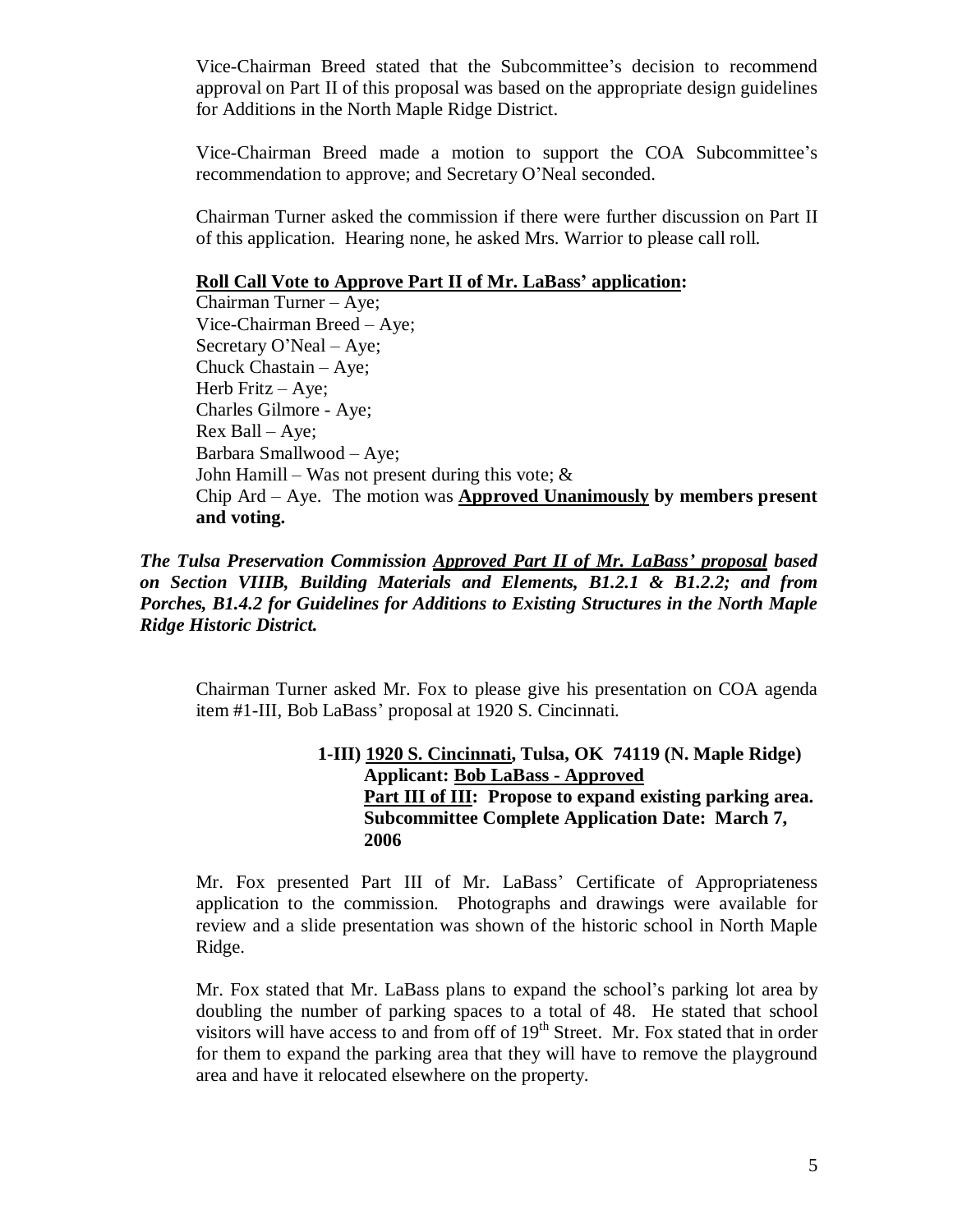Vice-Chairman Breed stated that the Subcommittee's decision to recommend approval on Part II of this proposal was based on the appropriate design guidelines for Additions in the North Maple Ridge District.

Vice-Chairman Breed made a motion to support the COA Subcommittee's recommendation to approve; and Secretary O'Neal seconded.

Chairman Turner asked the commission if there were further discussion on Part II of this application. Hearing none, he asked Mrs. Warrior to please call roll.

**Roll Call Vote to Approve Part II of Mr. LaBass' application:**

Chairman Turner – Aye;
Vice-Chairman Breed – Aye;
Secretary O'Neal – Aye;
Chuck Chastain – Aye;
Herb Fritz – Aye;
Charles Gilmore - Aye;
Rex Ball – Aye;
Barbara Smallwood – Aye;
John Hamill – Was not present during this vote; &
Chip Ard – Aye. The motion was **Approved Unanimously by members present and voting.**

***The Tulsa Preservation Commission Approved Part II of Mr. LaBass' proposal based on Section VIIIB, Building Materials and Elements, B1.2.1 & B1.2.2; and from Porches, B1.4.2 for Guidelines for Additions to Existing Structures in the North Maple Ridge Historic District.***

Chairman Turner asked Mr. Fox to please give his presentation on COA agenda item #1-III, Bob LaBass' proposal at 1920 S. Cincinnati.

**1-III) 1920 S. Cincinnati, Tulsa, OK 74119 (N. Maple Ridge)**
**Applicant: Bob LaBass - Approved**
**Part III of III: Propose to expand existing parking area.**
**Subcommittee Complete Application Date: March 7, 2006**

Mr. Fox presented Part III of Mr. LaBass' Certificate of Appropriateness application to the commission. Photographs and drawings were available for review and a slide presentation was shown of the historic school in North Maple Ridge.

Mr. Fox stated that Mr. LaBass plans to expand the school's parking lot area by doubling the number of parking spaces to a total of 48. He stated that school visitors will have access to and from off of 19th Street. Mr. Fox stated that in order for them to expand the parking area that they will have to remove the playground area and have it relocated elsewhere on the property.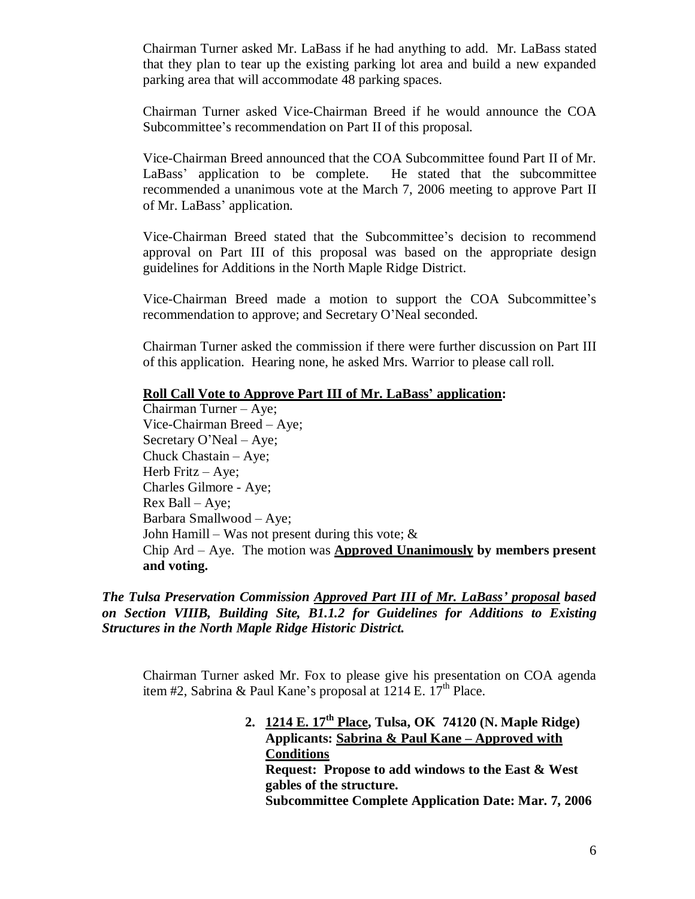Chairman Turner asked Mr. LaBass if he had anything to add. Mr. LaBass stated that they plan to tear up the existing parking lot area and build a new expanded parking area that will accommodate 48 parking spaces.

Chairman Turner asked Vice-Chairman Breed if he would announce the COA Subcommittee's recommendation on Part II of this proposal.

Vice-Chairman Breed announced that the COA Subcommittee found Part II of Mr. LaBass' application to be complete. He stated that the subcommittee recommended a unanimous vote at the March 7, 2006 meeting to approve Part II of Mr. LaBass' application.

Vice-Chairman Breed stated that the Subcommittee's decision to recommend approval on Part III of this proposal was based on the appropriate design guidelines for Additions in the North Maple Ridge District.

Vice-Chairman Breed made a motion to support the COA Subcommittee's recommendation to approve; and Secretary O'Neal seconded.

Chairman Turner asked the commission if there were further discussion on Part III of this application. Hearing none, he asked Mrs. Warrior to please call roll.

**Roll Call Vote to Approve Part III of Mr. LaBass' application:**

Chairman Turner – Aye;
Vice-Chairman Breed – Aye;
Secretary O'Neal – Aye;
Chuck Chastain – Aye;
Herb Fritz – Aye;
Charles Gilmore - Aye;
Rex Ball – Aye;
Barbara Smallwood – Aye;
John Hamill – Was not present during this vote; &
Chip Ard – Aye. The motion was **Approved Unanimously by members present and voting.**

***The Tulsa Preservation Commission Approved Part III of Mr. LaBass' proposal based on Section VIIIB, Building Site, B1.1.2 for Guidelines for Additions to Existing Structures in the North Maple Ridge Historic District.***

Chairman Turner asked Mr. Fox to please give his presentation on COA agenda item #2, Sabrina & Paul Kane's proposal at 1214 E. 17th Place.

2. **1214 E. 17th Place, Tulsa, OK 74120 (N. Maple Ridge)**
   **Applicants: Sabrina & Paul Kane – Approved with Conditions**
   **Request: Propose to add windows to the East & West gables of the structure.**
   **Subcommittee Complete Application Date: Mar. 7, 2006**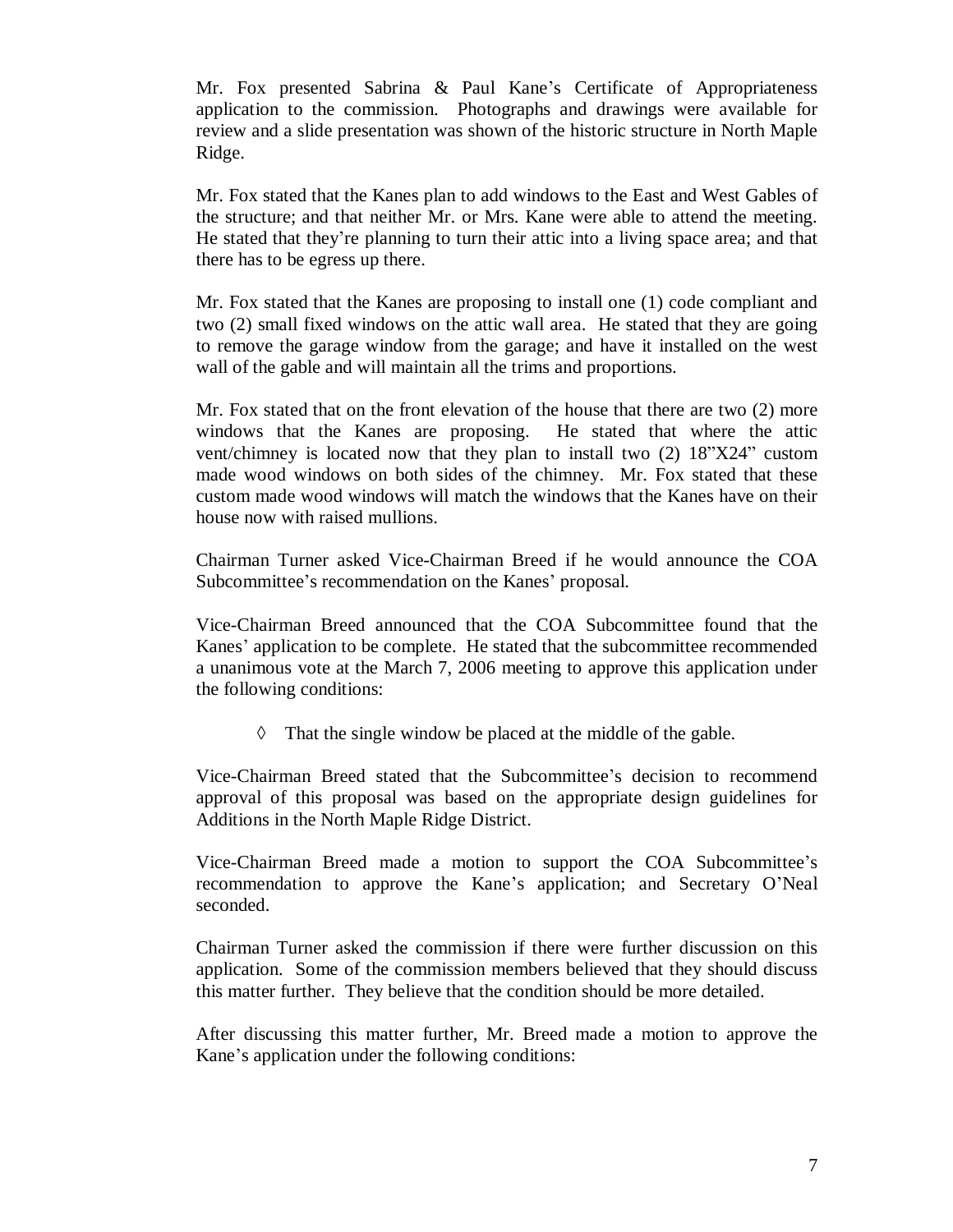Mr. Fox presented Sabrina & Paul Kane's Certificate of Appropriateness application to the commission. Photographs and drawings were available for review and a slide presentation was shown of the historic structure in North Maple Ridge.

Mr. Fox stated that the Kanes plan to add windows to the East and West Gables of the structure; and that neither Mr. or Mrs. Kane were able to attend the meeting. He stated that they're planning to turn their attic into a living space area; and that there has to be egress up there.

Mr. Fox stated that the Kanes are proposing to install one (1) code compliant and two (2) small fixed windows on the attic wall area. He stated that they are going to remove the garage window from the garage; and have it installed on the west wall of the gable and will maintain all the trims and proportions.

Mr. Fox stated that on the front elevation of the house that there are two (2) more windows that the Kanes are proposing. He stated that where the attic vent/chimney is located now that they plan to install two (2) 18"X24" custom made wood windows on both sides of the chimney. Mr. Fox stated that these custom made wood windows will match the windows that the Kanes have on their house now with raised mullions.

Chairman Turner asked Vice-Chairman Breed if he would announce the COA Subcommittee's recommendation on the Kanes' proposal.

Vice-Chairman Breed announced that the COA Subcommittee found that the Kanes' application to be complete. He stated that the subcommittee recommended a unanimous vote at the March 7, 2006 meeting to approve this application under the following conditions:

- ◊ That the single window be placed at the middle of the gable.

Vice-Chairman Breed stated that the Subcommittee's decision to recommend approval of this proposal was based on the appropriate design guidelines for Additions in the North Maple Ridge District.

Vice-Chairman Breed made a motion to support the COA Subcommittee's recommendation to approve the Kane's application; and Secretary O'Neal seconded.

Chairman Turner asked the commission if there were further discussion on this application. Some of the commission members believed that they should discuss this matter further. They believe that the condition should be more detailed.

After discussing this matter further, Mr. Breed made a motion to approve the Kane's application under the following conditions: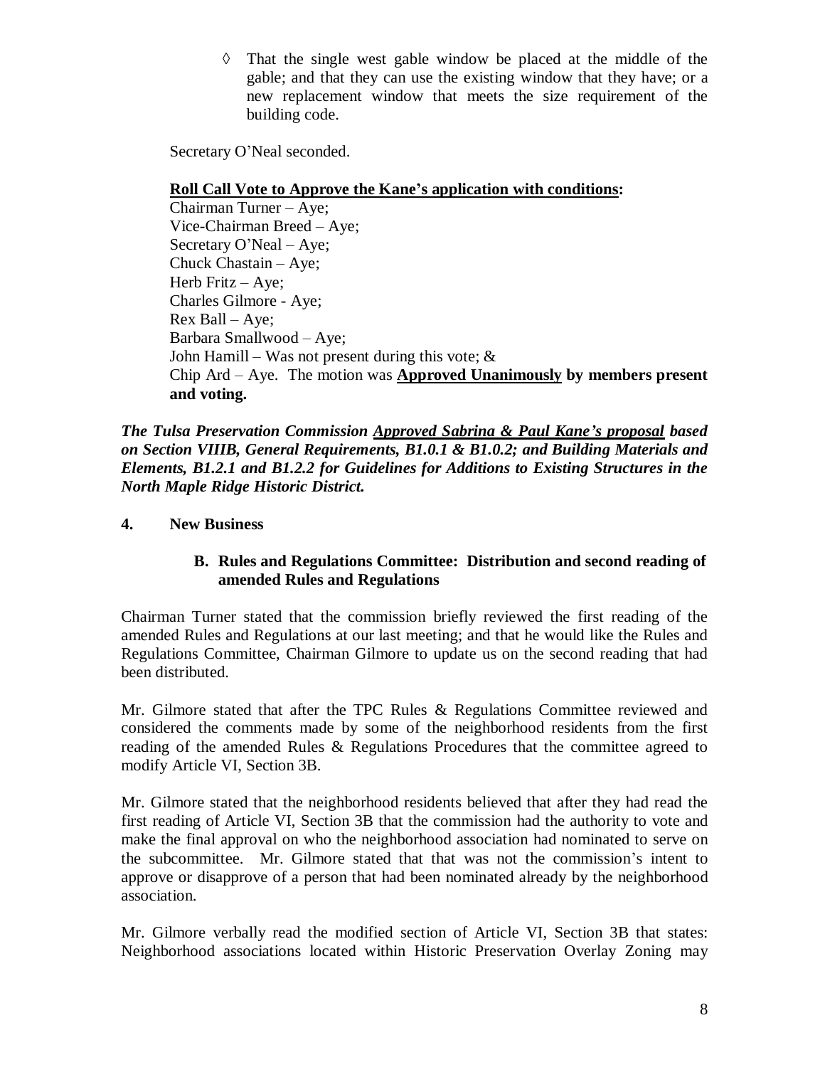◊ That the single west gable window be placed at the middle of the gable; and that they can use the existing window that they have; or a new replacement window that meets the size requirement of the building code.

Secretary O'Neal seconded.

**Roll Call Vote to Approve the Kane's application with conditions:**

Chairman Turner – Aye;
Vice-Chairman Breed – Aye;
Secretary O'Neal – Aye;
Chuck Chastain – Aye;
Herb Fritz – Aye;
Charles Gilmore - Aye;
Rex Ball – Aye;
Barbara Smallwood – Aye;
John Hamill – Was not present during this vote; &
Chip Ard – Aye. The motion was **Approved Unanimously** by members present and voting.

***The Tulsa Preservation Commission Approved Sabrina & Paul Kane's proposal based on Section VIIIB, General Requirements, B1.0.1 & B1.0.2; and Building Materials and Elements, B1.2.1 and B1.2.2 for Guidelines for Additions to Existing Structures in the North Maple Ridge Historic District.***

**4. New Business**

**B. Rules and Regulations Committee: Distribution and second reading of amended Rules and Regulations**

Chairman Turner stated that the commission briefly reviewed the first reading of the amended Rules and Regulations at our last meeting; and that he would like the Rules and Regulations Committee, Chairman Gilmore to update us on the second reading that had been distributed.

Mr. Gilmore stated that after the TPC Rules & Regulations Committee reviewed and considered the comments made by some of the neighborhood residents from the first reading of the amended Rules & Regulations Procedures that the committee agreed to modify Article VI, Section 3B.

Mr. Gilmore stated that the neighborhood residents believed that after they had read the first reading of Article VI, Section 3B that the commission had the authority to vote and make the final approval on who the neighborhood association had nominated to serve on the subcommittee. Mr. Gilmore stated that that was not the commission's intent to approve or disapprove of a person that had been nominated already by the neighborhood association.

Mr. Gilmore verbally read the modified section of Article VI, Section 3B that states: Neighborhood associations located within Historic Preservation Overlay Zoning may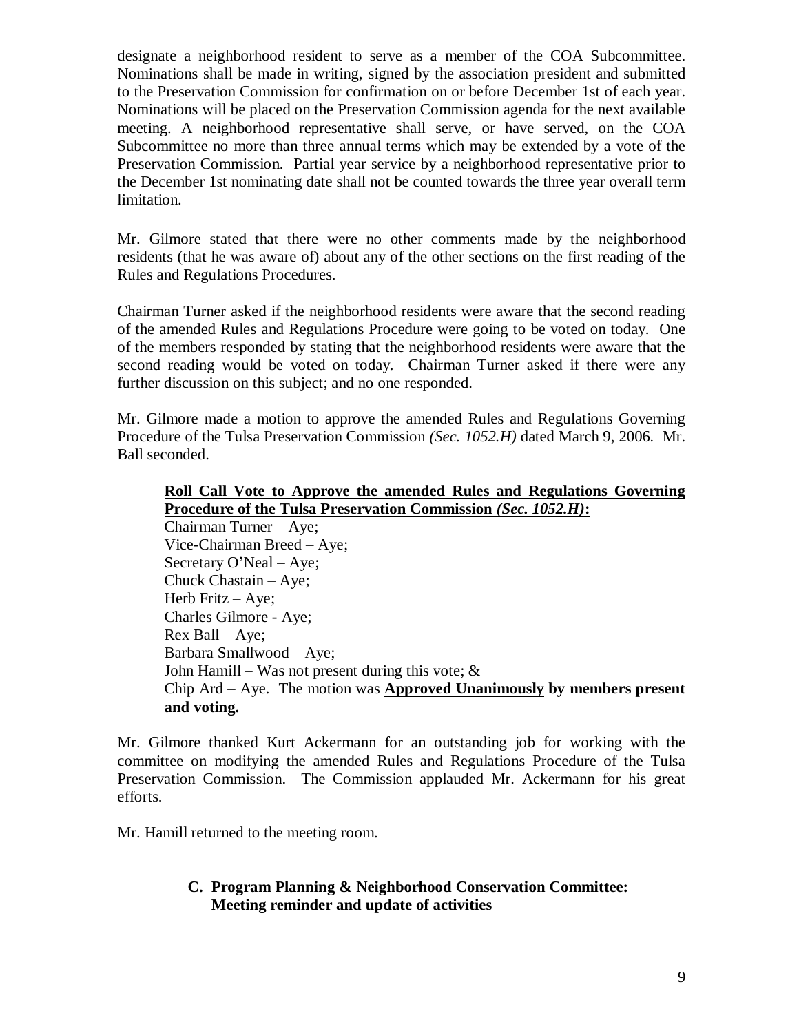designate a neighborhood resident to serve as a member of the COA Subcommittee. Nominations shall be made in writing, signed by the association president and submitted to the Preservation Commission for confirmation on or before December 1st of each year. Nominations will be placed on the Preservation Commission agenda for the next available meeting. A neighborhood representative shall serve, or have served, on the COA Subcommittee no more than three annual terms which may be extended by a vote of the Preservation Commission. Partial year service by a neighborhood representative prior to the December 1st nominating date shall not be counted towards the three year overall term limitation.

Mr. Gilmore stated that there were no other comments made by the neighborhood residents (that he was aware of) about any of the other sections on the first reading of the Rules and Regulations Procedures.

Chairman Turner asked if the neighborhood residents were aware that the second reading of the amended Rules and Regulations Procedure were going to be voted on today. One of the members responded by stating that the neighborhood residents were aware that the second reading would be voted on today. Chairman Turner asked if there were any further discussion on this subject; and no one responded.

Mr. Gilmore made a motion to approve the amended Rules and Regulations Governing Procedure of the Tulsa Preservation Commission *(Sec. 1052.H)* dated March 9, 2006. Mr. Ball seconded.

> **Roll Call Vote to Approve the amended Rules and Regulations Governing Procedure of the Tulsa Preservation Commission *(Sec. 1052.H)*:**
> Chairman Turner – Aye;
> Vice-Chairman Breed – Aye;
> Secretary O'Neal – Aye;
> Chuck Chastain – Aye;
> Herb Fritz – Aye;
> Charles Gilmore - Aye;
> Rex Ball – Aye;
> Barbara Smallwood – Aye;
> John Hamill – Was not present during this vote; &
> Chip Ard – Aye. The motion was **Approved Unanimously by members present and voting.**

Mr. Gilmore thanked Kurt Ackermann for an outstanding job for working with the committee on modifying the amended Rules and Regulations Procedure of the Tulsa Preservation Commission. The Commission applauded Mr. Ackermann for his great efforts.

Mr. Hamill returned to the meeting room.

### C. Program Planning & Neighborhood Conservation Committee: Meeting reminder and update of activities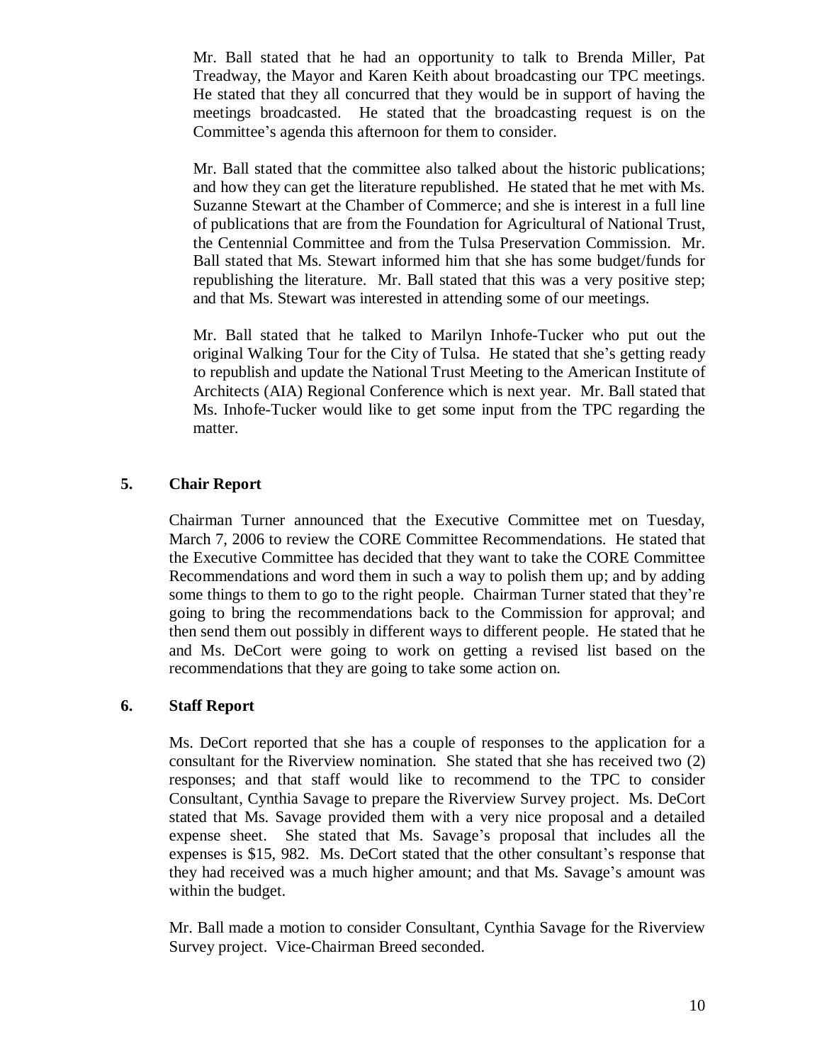Mr. Ball stated that he had an opportunity to talk to Brenda Miller, Pat Treadway, the Mayor and Karen Keith about broadcasting our TPC meetings. He stated that they all concurred that they would be in support of having the meetings broadcasted. He stated that the broadcasting request is on the Committee's agenda this afternoon for them to consider.

Mr. Ball stated that the committee also talked about the historic publications; and how they can get the literature republished. He stated that he met with Ms. Suzanne Stewart at the Chamber of Commerce; and she is interest in a full line of publications that are from the Foundation for Agricultural of National Trust, the Centennial Committee and from the Tulsa Preservation Commission. Mr. Ball stated that Ms. Stewart informed him that she has some budget/funds for republishing the literature. Mr. Ball stated that this was a very positive step; and that Ms. Stewart was interested in attending some of our meetings.

Mr. Ball stated that he talked to Marilyn Inhofe-Tucker who put out the original Walking Tour for the City of Tulsa. He stated that she's getting ready to republish and update the National Trust Meeting to the American Institute of Architects (AIA) Regional Conference which is next year. Mr. Ball stated that Ms. Inhofe-Tucker would like to get some input from the TPC regarding the matter.

**5. Chair Report**

Chairman Turner announced that the Executive Committee met on Tuesday, March 7, 2006 to review the CORE Committee Recommendations. He stated that the Executive Committee has decided that they want to take the CORE Committee Recommendations and word them in such a way to polish them up; and by adding some things to them to go to the right people. Chairman Turner stated that they're going to bring the recommendations back to the Commission for approval; and then send them out possibly in different ways to different people. He stated that he and Ms. DeCort were going to work on getting a revised list based on the recommendations that they are going to take some action on.

**6. Staff Report**

Ms. DeCort reported that she has a couple of responses to the application for a consultant for the Riverview nomination. She stated that she has received two (2) responses; and that staff would like to recommend to the TPC to consider Consultant, Cynthia Savage to prepare the Riverview Survey project. Ms. DeCort stated that Ms. Savage provided them with a very nice proposal and a detailed expense sheet. She stated that Ms. Savage's proposal that includes all the expenses is $15, 982. Ms. DeCort stated that the other consultant's response that they had received was a much higher amount; and that Ms. Savage's amount was within the budget.

Mr. Ball made a motion to consider Consultant, Cynthia Savage for the Riverview Survey project. Vice-Chairman Breed seconded.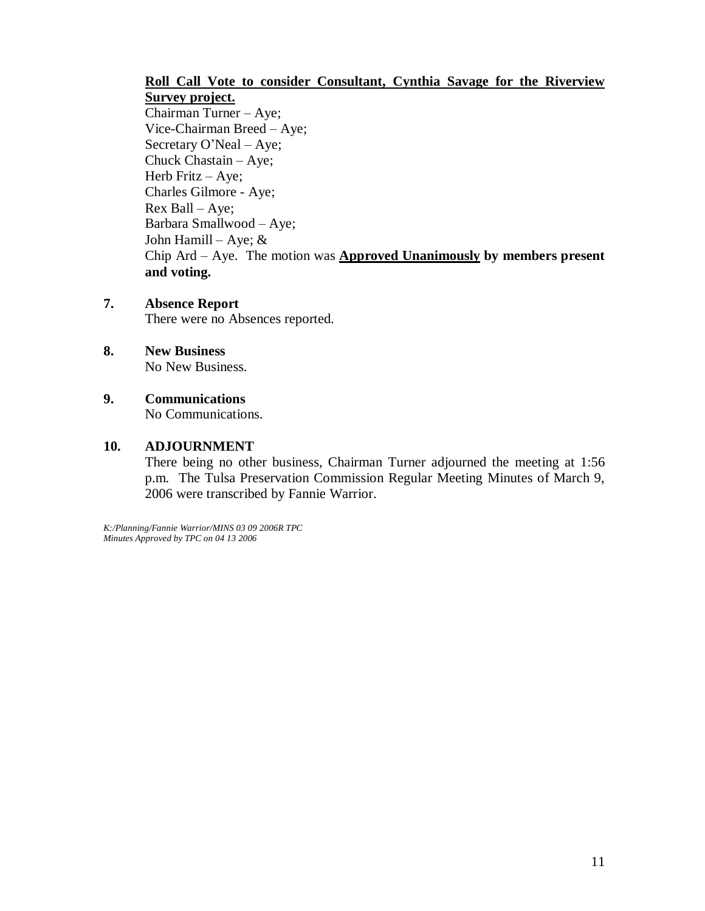**<u>Roll Call Vote to consider Consultant, Cynthia Savage for the Riverview Survey project.</u>**

Chairman Turner – Aye;
Vice-Chairman Breed – Aye;
Secretary O'Neal – Aye;
Chuck Chastain – Aye;
Herb Fritz – Aye;
Charles Gilmore - Aye;
Rex Ball – Aye;
Barbara Smallwood – Aye;
John Hamill – Aye; &
Chip Ard – Aye. The motion was **<u>Approved Unanimously</u> by members present and voting.**

**7. Absence Report**

There were no Absences reported.

**8. New Business**

No New Business.

**9. Communications**

No Communications.

**10. ADJOURNMENT**

There being no other business, Chairman Turner adjourned the meeting at 1:56 p.m. The Tulsa Preservation Commission Regular Meeting Minutes of March 9, 2006 were transcribed by Fannie Warrior.

*K:/Planning/Fannie Warrior/MINS 03 09 2006R TPC*
*Minutes Approved by TPC on 04 13 2006*